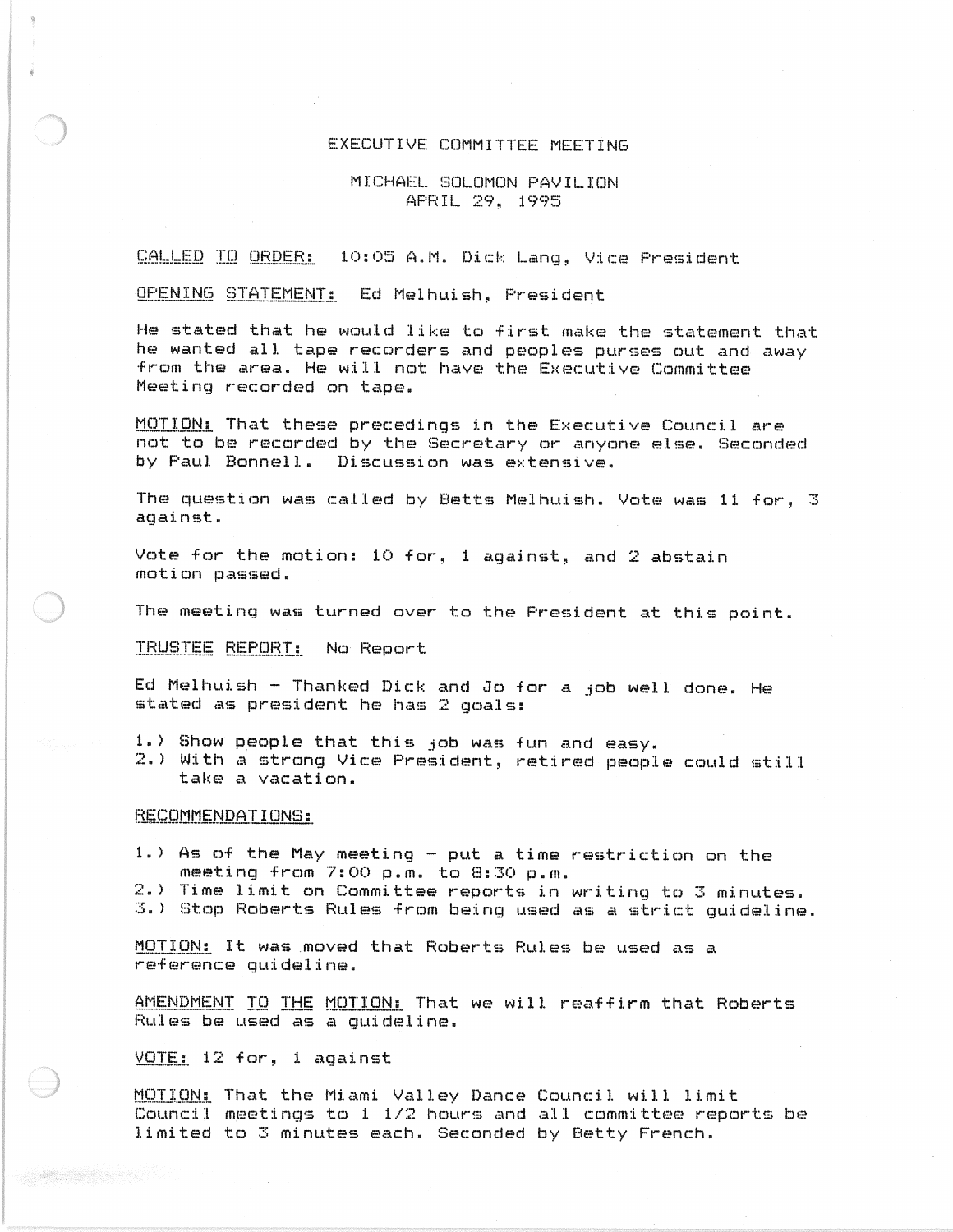# EXECUTIVE COMMITTEE MEETING

## MICHAEL SOLOMON PAVILION
## APRIL 29, 1995

CALLED TO ORDER: 10:05 A.M. Dick Lang, Vice President

OPENING STATEMENT: Ed Melhuish, President

He stated that he would like to first make the statement that he wanted all tape recorders and peoples purses out and away from the area. He will not have the Executive Committee Meeting recorded on tape.

MOTION: That these precedings in the Executive Council are not to be recorded by the Secretary or anyone else. Seconded by Paul Bonnell. Discussion was extensive.

The question was called by Betts Melhuish. Vote was 11 for, 3 against.

Vote for the motion: 10 for, 1 against, and 2 abstain motion passed.

The meeting was turned over to the President at this point.

TRUSTEE REPORT: No Report

Ed Melhuish - Thanked Dick and Jo for a job well done. He stated as president he has 2 goals:

1.) Show people that this job was fun and easy.
2.) With a strong Vice President, retired people could still take a vacation.

RECOMMENDATIONS:

1.) As of the May meeting - put a time restriction on the meeting from 7:00 p.m. to 8:30 p.m.
2.) Time limit on Committee reports in writing to 3 minutes.
3.) Stop Roberts Rules from being used as a strict guideline.

MOTION: It was moved that Roberts Rules be used as a reference guideline.

AMENDMENT TO THE MOTION: That we will reaffirm that Roberts Rules be used as a guideline.

VOTE: 12 for, 1 against

MOTION: That the Miami Valley Dance Council will limit Council meetings to 1 1/2 hours and all committee reports be limited to 3 minutes each. Seconded by Betty French.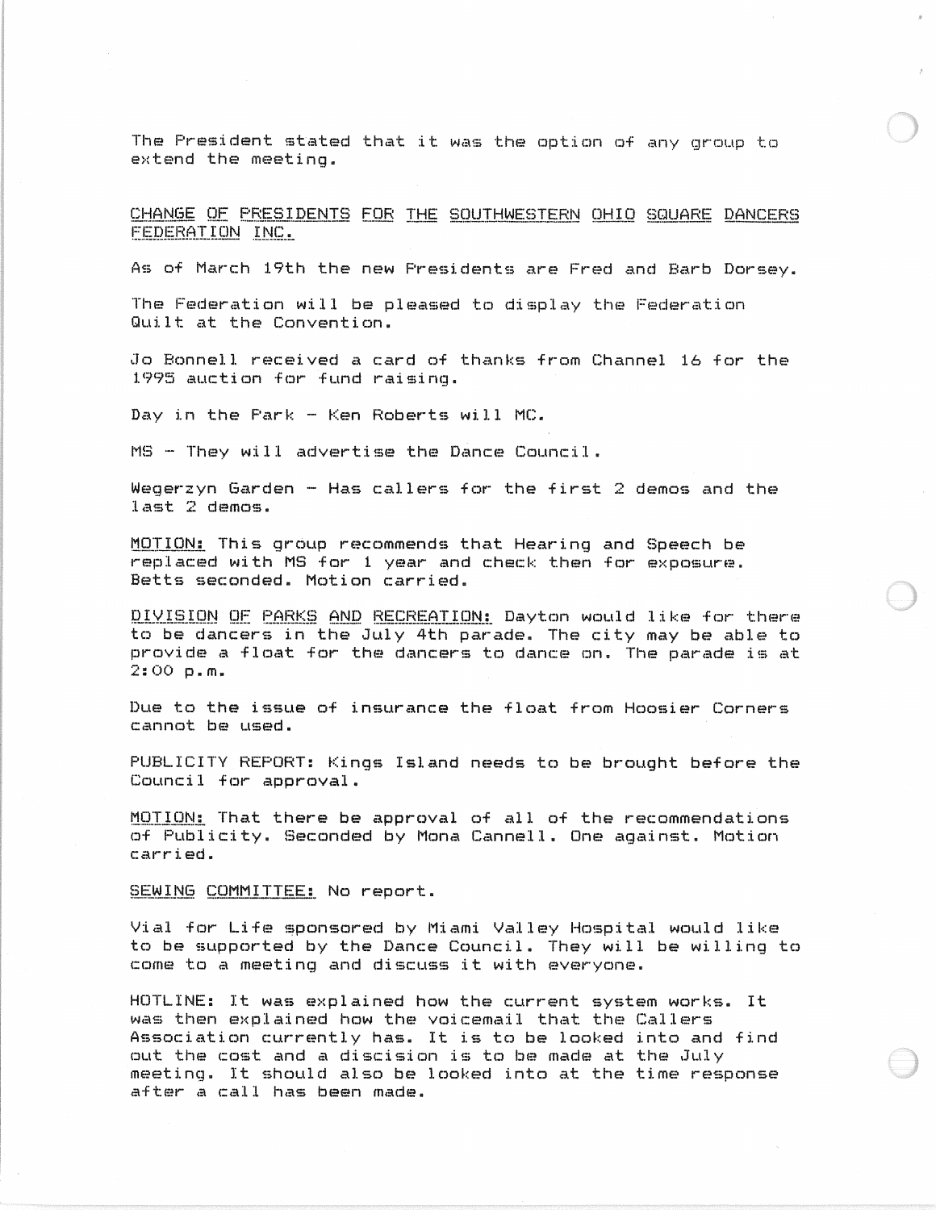The President stated that it was the option of any group to extend the meeting.

<u>CHANGE OF PRESIDENTS FOR THE SOUTHWESTERN OHIO SQUARE DANCERS FEDERATION INC.</u>

As of March 19th the new Presidents are Fred and Barb Dorsey.

The Federation will be pleased to display the Federation Quilt at the Convention.

Jo Bonnell received a card of thanks from Channel 16 for the 1995 auction for fund raising.

Day in the Park - Ken Roberts will MC.

MS - They will advertise the Dance Council.

Wegerzyn Garden - Has callers for the first 2 demos and the last 2 demos.

<u>MOTION:</u> This group recommends that Hearing and Speech be replaced with MS for 1 year and check then for exposure. Betts seconded. Motion carried.

<u>DIVISION OF PARKS AND RECREATION:</u> Dayton would like for there to be dancers in the July 4th parade. The city may be able to provide a float for the dancers to dance on. The parade is at 2:00 p.m.

Due to the issue of insurance the float from Hoosier Corners cannot be used.

PUBLICITY REPORT: Kings Island needs to be brought before the Council for approval.

<u>MOTION:</u> That there be approval of all of the recommendations of Publicity. Seconded by Mona Cannell. One against. Motion carried.

<u>SEWING COMMITTEE:</u> No report.

Vial for Life sponsored by Miami Valley Hospital would like to be supported by the Dance Council. They will be willing to come to a meeting and discuss it with everyone.

HOTLINE: It was explained how the current system works. It was then explained how the voicemail that the Callers Association currently has. It is to be looked into and find out the cost and a discision is to be made at the July meeting. It should also be looked into at the time response after a call has been made.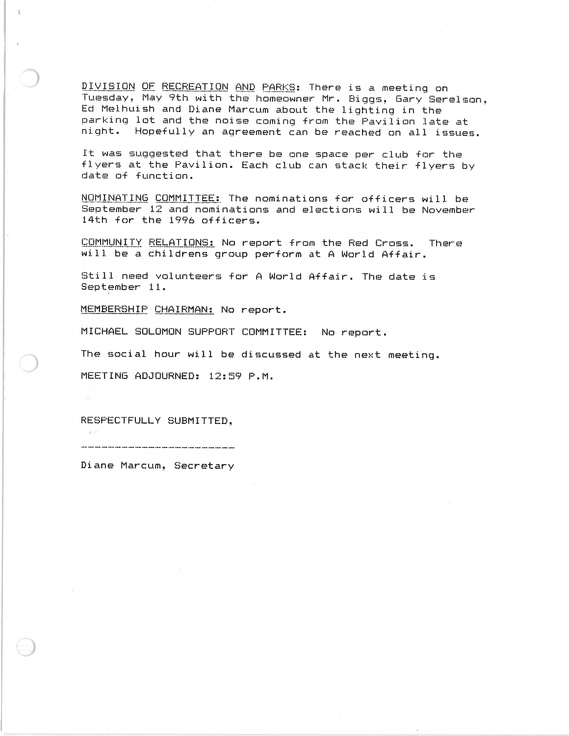DIVISION OF RECREATION AND PARKS: There is a meeting on Tuesday, May 9th with the homeowner Mr. Biggs, Gary Serelson, Ed Melhuish and Diane Marcum about the lighting in the parking lot and the noise coming from the Pavilion late at night. Hopefully an agreement can be reached on all issues.

It was suggested that there be one space per club for the flyers at the Pavilion. Each club can stack their flyers by date of function.

NOMINATING COMMITTEE: The nominations for officers will be September 12 and nominations and elections will be November 14th for the 1996 officers.

COMMUNITY RELATIONS: No report from the Red Cross. There will be a childrens group perform at A World Affair.

Still need volunteers for A World Affair. The date is September 11.

MEMBERSHIP CHAIRMAN: No report.

MICHAEL SOLOMON SUPPORT COMMITTEE: No report.

The social hour will be discussed at the next meeting.

MEETING ADJOURNED: 12:59 P.M.

RESPECTFULLY SUBMITTED,

\_\_\_\_\_\_\_\_\_\_\_\_\_\_\_\_\_\_\_\_\_\_\_\_\_\_\_\_\_\_

Diane Marcum, Secretary